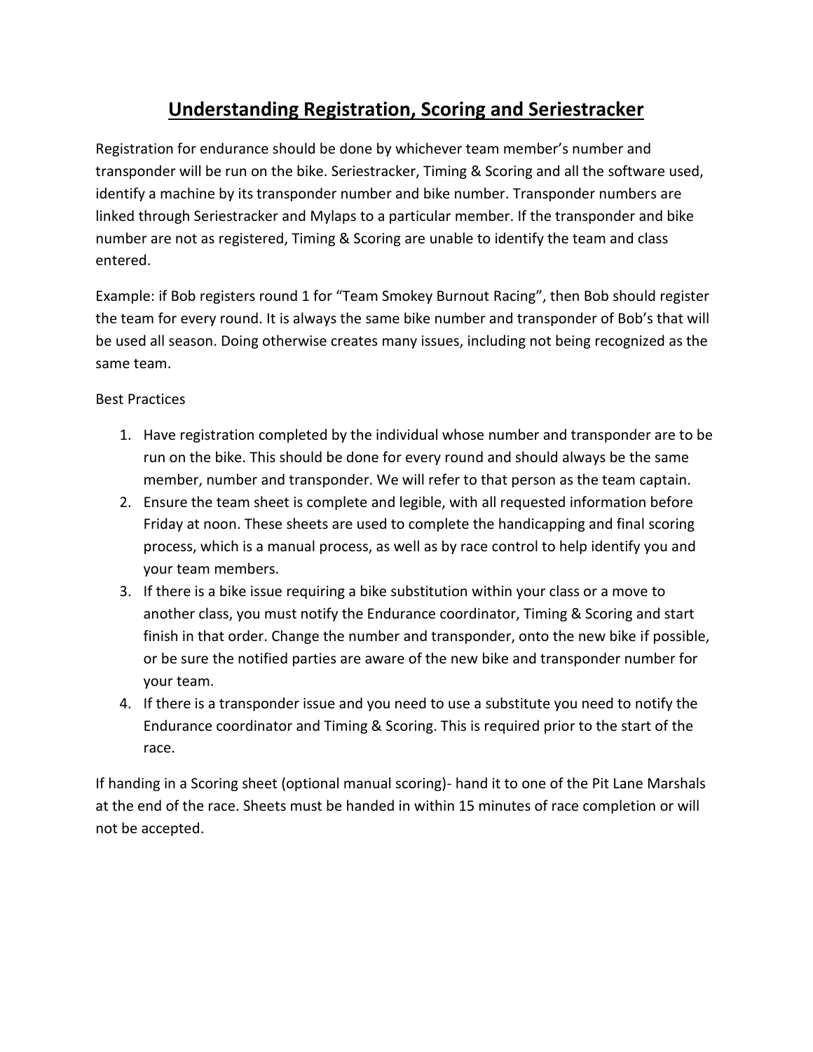# Understanding Registration, Scoring and Seriestracker

Registration for endurance should be done by whichever team member's number and transponder will be run on the bike. Seriestracker, Timing & Scoring and all the software used, identify a machine by its transponder number and bike number. Transponder numbers are linked through Seriestracker and Mylaps to a particular member. If the transponder and bike number are not as registered, Timing & Scoring are unable to identify the team and class entered.

Example: if Bob registers round 1 for "Team Smokey Burnout Racing", then Bob should register the team for every round. It is always the same bike number and transponder of Bob's that will be used all season. Doing otherwise creates many issues, including not being recognized as the same team.

Best Practices

1. Have registration completed by the individual whose number and transponder are to be run on the bike. This should be done for every round and should always be the same member, number and transponder. We will refer to that person as the team captain.
2. Ensure the team sheet is complete and legible, with all requested information before Friday at noon. These sheets are used to complete the handicapping and final scoring process, which is a manual process, as well as by race control to help identify you and your team members.
3. If there is a bike issue requiring a bike substitution within your class or a move to another class, you must notify the Endurance coordinator, Timing & Scoring and start finish in that order. Change the number and transponder, onto the new bike if possible, or be sure the notified parties are aware of the new bike and transponder number for your team.
4. If there is a transponder issue and you need to use a substitute you need to notify the Endurance coordinator and Timing & Scoring. This is required prior to the start of the race.

If handing in a Scoring sheet (optional manual scoring)- hand it to one of the Pit Lane Marshals at the end of the race. Sheets must be handed in within 15 minutes of race completion or will not be accepted.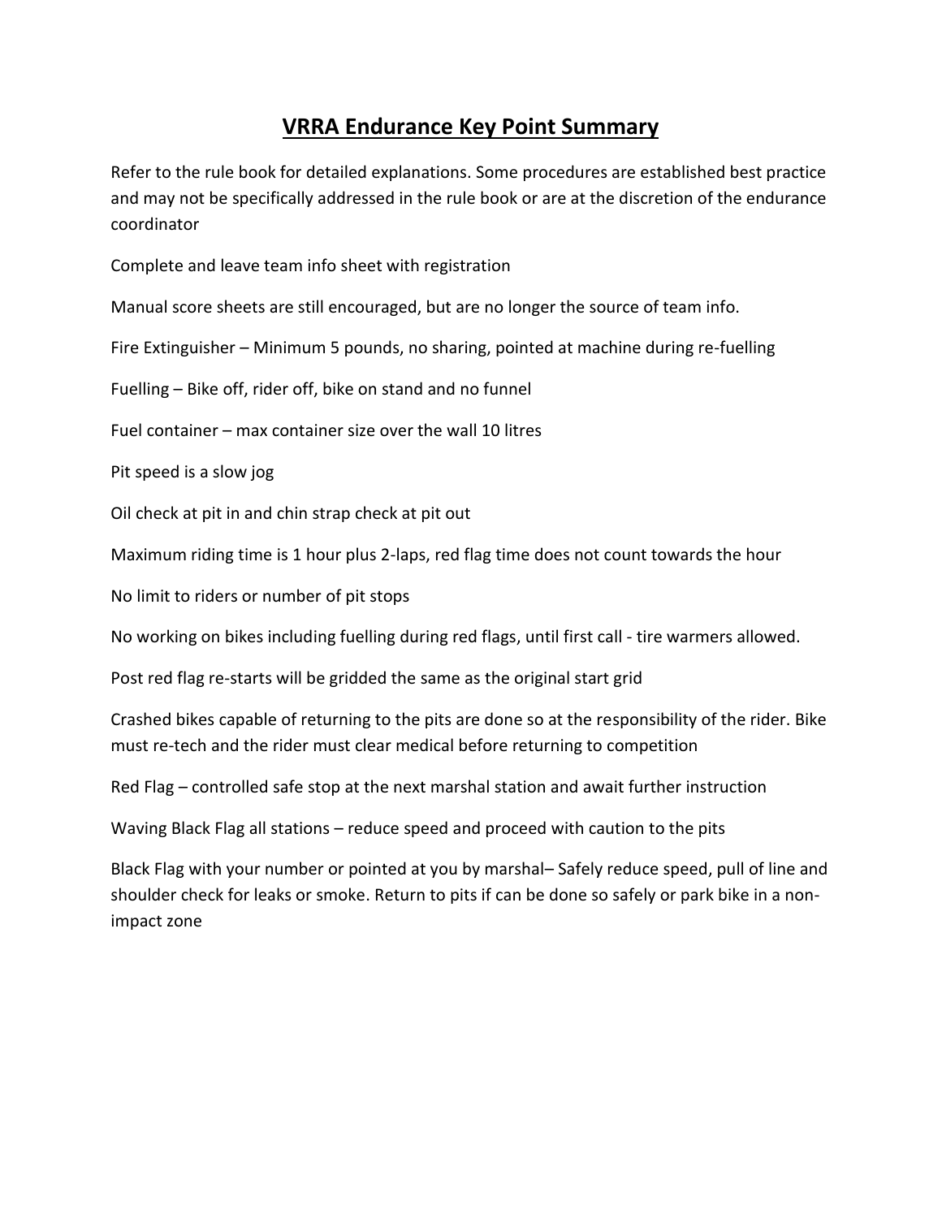# VRRA Endurance Key Point Summary

Refer to the rule book for detailed explanations. Some procedures are established best practice and may not be specifically addressed in the rule book or are at the discretion of the endurance coordinator

Complete and leave team info sheet with registration

Manual score sheets are still encouraged, but are no longer the source of team info.

Fire Extinguisher – Minimum 5 pounds, no sharing, pointed at machine during re-fuelling

Fuelling – Bike off, rider off, bike on stand and no funnel

Fuel container – max container size over the wall 10 litres

Pit speed is a slow jog

Oil check at pit in and chin strap check at pit out

Maximum riding time is 1 hour plus 2-laps, red flag time does not count towards the hour

No limit to riders or number of pit stops

No working on bikes including fuelling during red flags, until first call - tire warmers allowed.

Post red flag re-starts will be gridded the same as the original start grid

Crashed bikes capable of returning to the pits are done so at the responsibility of the rider. Bike must re-tech and the rider must clear medical before returning to competition

Red Flag – controlled safe stop at the next marshal station and await further instruction

Waving Black Flag all stations – reduce speed and proceed with caution to the pits

Black Flag with your number or pointed at you by marshal– Safely reduce speed, pull of line and shoulder check for leaks or smoke. Return to pits if can be done so safely or park bike in a non-impact zone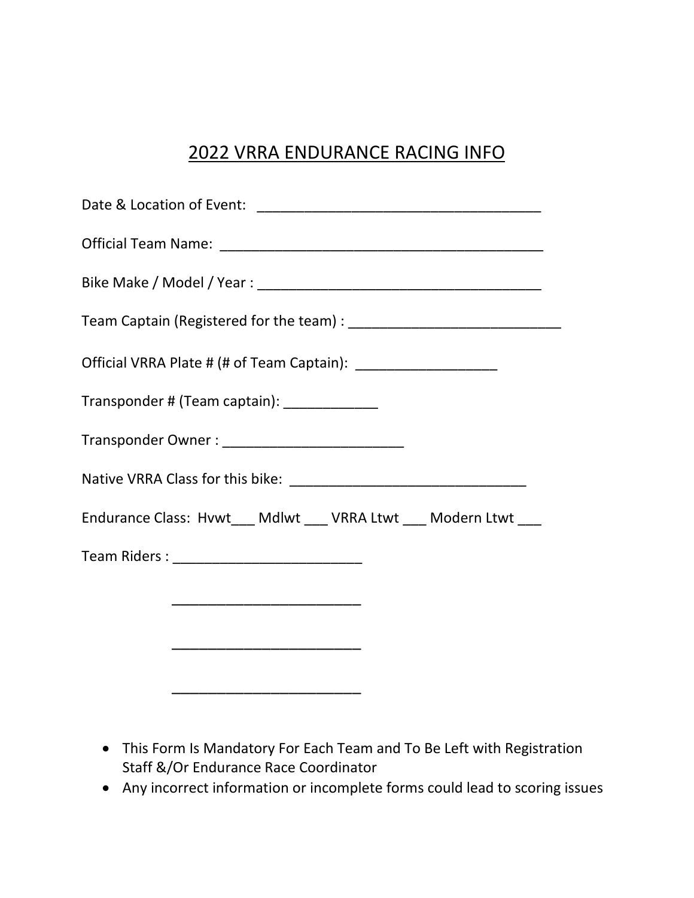# 2022 VRRA ENDURANCE RACING INFO

Date & Location of Event: ____________________________________

Official Team Name: __________________________________________

Bike Make / Model / Year : ____________________________________

Team Captain (Registered for the team) : ___________________________

Official VRRA Plate # (# of Team Captain): __________________

Transponder # (Team captain): ____________

Transponder Owner : _______________________

Native VRRA Class for this bike: ______________________________

Endurance Class: Hvwt___ Mdlwt ___ VRRA Ltwt ___ Modern Ltwt ___

Team Riders : ________________________

________________________

________________________

________________________

- This Form Is Mandatory For Each Team and To Be Left with Registration Staff &/Or Endurance Race Coordinator
- Any incorrect information or incomplete forms could lead to scoring issues